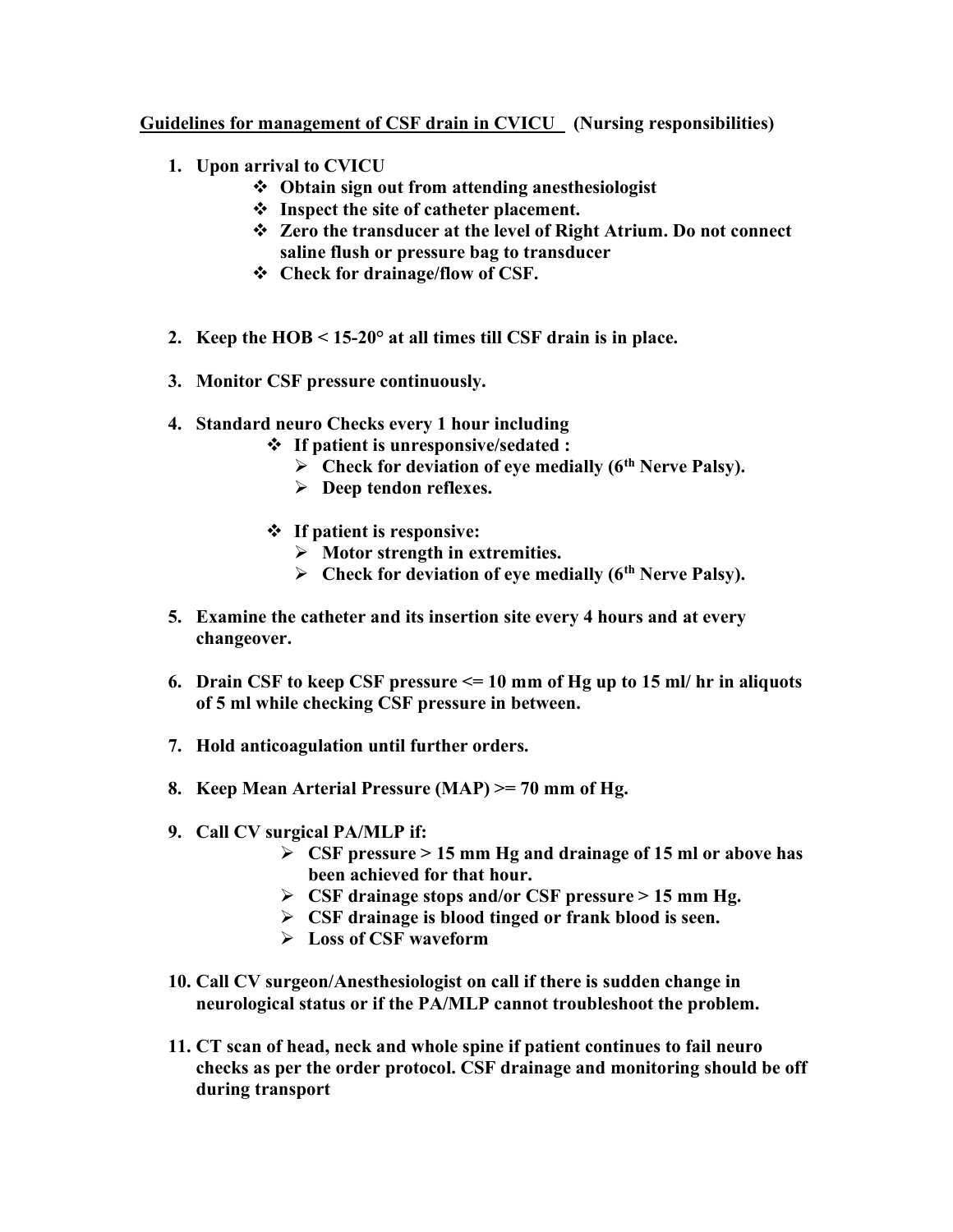**<u>Guidelines for management of CSF drain in CVICU</u> (Nursing responsibilities)**

1. **Upon arrival to CVICU**
   - **Obtain sign out from attending anesthesiologist**
   - **Inspect the site of catheter placement.**
   - **Zero the transducer at the level of Right Atrium. Do not connect saline flush or pressure bag to transducer**
   - **Check for drainage/flow of CSF.**

2. **Keep the HOB < 15-20° at all times till CSF drain is in place.**

3. **Monitor CSF pressure continuously.**

4. **Standard neuro Checks every 1 hour including**
   - **If patient is unresponsive/sedated :**
     - **Check for deviation of eye medially ($6^{th}$ Nerve Palsy).**
     - **Deep tendon reflexes.**
   - **If patient is responsive:**
     - **Motor strength in extremities.**
     - **Check for deviation of eye medially ($6^{th}$ Nerve Palsy).**

5. **Examine the catheter and its insertion site every 4 hours and at every changeover.**

6. **Drain CSF to keep CSF pressure <= 10 mm of Hg up to 15 ml/ hr in aliquots of 5 ml while checking CSF pressure in between.**

7. **Hold anticoagulation until further orders.**

8. **Keep Mean Arterial Pressure (MAP) >= 70 mm of Hg.**

9. **Call CV surgical PA/MLP if:**
   - **CSF pressure > 15 mm Hg and drainage of 15 ml or above has been achieved for that hour.**
   - **CSF drainage stops and/or CSF pressure > 15 mm Hg.**
   - **CSF drainage is blood tinged or frank blood is seen.**
   - **Loss of CSF waveform**

10. **Call CV surgeon/Anesthesiologist on call if there is sudden change in neurological status or if the PA/MLP cannot troubleshoot the problem.**

11. **CT scan of head, neck and whole spine if patient continues to fail neuro checks as per the order protocol. CSF drainage and monitoring should be off during transport**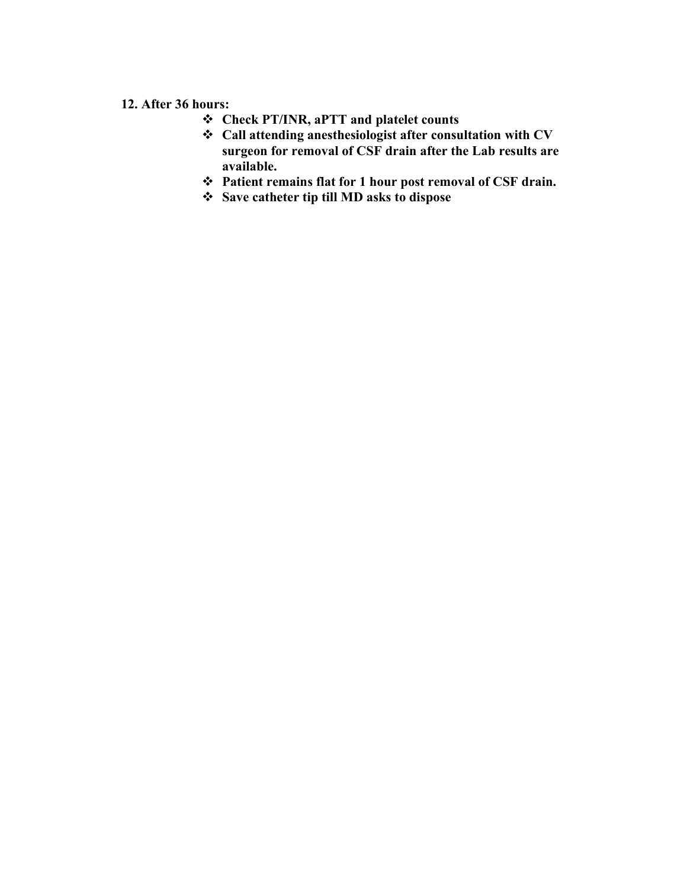**12. After 36 hours:**

- **Check PT/INR, aPTT and platelet counts**
- **Call attending anesthesiologist after consultation with CV surgeon for removal of CSF drain after the Lab results are available.**
- **Patient remains flat for 1 hour post removal of CSF drain.**
- **Save catheter tip till MD asks to dispose**